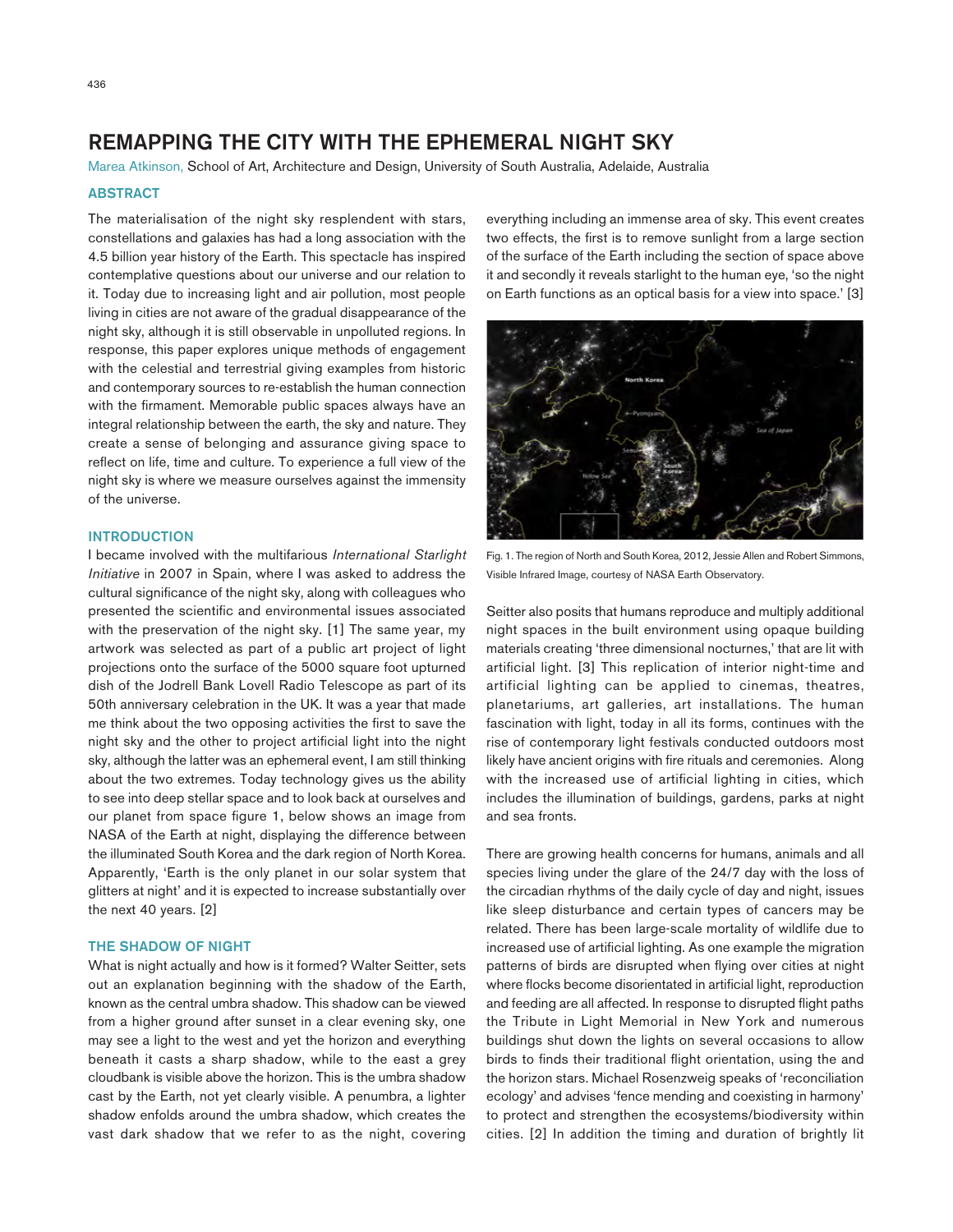# REMAPPING THE CITY WITH THE EPHEMERAL NIGHT SKY

Marea Atkinson, School of Art, Architecture and Design, University of South Australia, Adelaide, Australia

## ABSTRACT

The materialisation of the night sky resplendent with stars, constellations and galaxies has had a long association with the 4.5 billion year history of the Earth. This spectacle has inspired contemplative questions about our universe and our relation to it. Today due to increasing light and air pollution, most people living in cities are not aware of the gradual disappearance of the night sky, although it is still observable in unpolluted regions. In response, this paper explores unique methods of engagement with the celestial and terrestrial giving examples from historic and contemporary sources to re-establish the human connection with the firmament. Memorable public spaces always have an integral relationship between the earth, the sky and nature. They create a sense of belonging and assurance giving space to reflect on life, time and culture. To experience a full view of the night sky is where we measure ourselves against the immensity of the universe.

## INTRODUCTION

I became involved with the multifarious *International Starlight Initiative* in 2007 in Spain, where I was asked to address the cultural significance of the night sky, along with colleagues who presented the scientific and environmental issues associated with the preservation of the night sky. [1] The same year, my artwork was selected as part of a public art project of light projections onto the surface of the 5000 square foot upturned dish of the Jodrell Bank Lovell Radio Telescope as part of its 50th anniversary celebration in the UK. It was a year that made me think about the two opposing activities the first to save the night sky and the other to project artificial light into the night sky, although the latter was an ephemeral event, I am still thinking about the two extremes. Today technology gives us the ability to see into deep stellar space and to look back at ourselves and our planet from space figure 1, below shows an image from NASA of the Earth at night, displaying the difference between the illuminated South Korea and the dark region of North Korea. Apparently, 'Earth is the only planet in our solar system that glitters at night' and it is expected to increase substantially over the next 40 years. [2]

## THE SHADOW OF NIGHT

What is night actually and how is it formed? Walter Seitter, sets out an explanation beginning with the shadow of the Earth, known as the central umbra shadow. This shadow can be viewed from a higher ground after sunset in a clear evening sky, one may see a light to the west and yet the horizon and everything beneath it casts a sharp shadow, while to the east a grey cloudbank is visible above the horizon. This is the umbra shadow cast by the Earth, not yet clearly visible. A penumbra, a lighter shadow enfolds around the umbra shadow, which creates the vast dark shadow that we refer to as the night, covering everything including an immense area of sky. This event creates two effects, the first is to remove sunlight from a large section of the surface of the Earth including the section of space above it and secondly it reveals starlight to the human eye, 'so the night on Earth functions as an optical basis for a view into space.' [3]

Fig. 1. The region of North and South Korea, 2012, Jessie Allen and Robert Simmons, Visible Infrared Image, courtesy of NASA Earth Observatory.

Seitter also posits that humans reproduce and multiply additional night spaces in the built environment using opaque building materials creating 'three dimensional nocturnes,' that are lit with artificial light. [3] This replication of interior night-time and artificial lighting can be applied to cinemas, theatres, planetariums, art galleries, art installations. The human fascination with light, today in all its forms, continues with the rise of contemporary light festivals conducted outdoors most likely have ancient origins with fire rituals and ceremonies. Along with the increased use of artificial lighting in cities, which includes the illumination of buildings, gardens, parks at night and sea fronts.

There are growing health concerns for humans, animals and all species living under the glare of the 24/7 day with the loss of the circadian rhythms of the daily cycle of day and night, issues like sleep disturbance and certain types of cancers may be related. There has been large-scale mortality of wildlife due to increased use of artificial lighting. As one example the migration patterns of birds are disrupted when flying over cities at night where flocks become disorientated in artificial light, reproduction and feeding are all affected. In response to disrupted flight paths the Tribute in Light Memorial in New York and numerous buildings shut down the lights on several occasions to allow birds to finds their traditional flight orientation, using the and the horizon stars. Michael Rosenzweig speaks of 'reconciliation ecology' and advises 'fence mending and coexisting in harmony' to protect and strengthen the ecosystems/biodiversity within cities. [2] In addition the timing and duration of brightly lit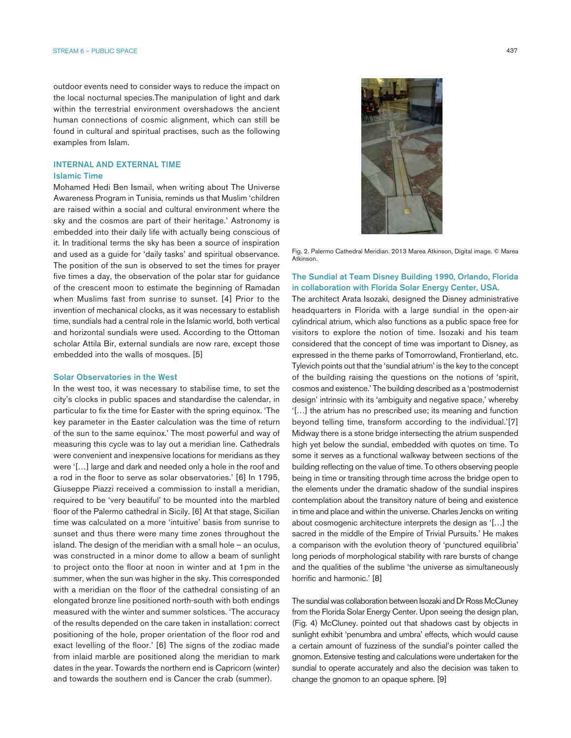outdoor events need to consider ways to reduce the impact on the local nocturnal species.The manipulation of light and dark within the terrestrial environment overshadows the ancient human connections of cosmic alignment, which can still be found in cultural and spiritual practises, such as the following examples from Islam.

## INTERNAL AND EXTERNAL TIME

### Islamic Time

Mohamed Hedi Ben Ismail, when writing about The Universe Awareness Program in Tunisia, reminds us that Muslim 'children are raised within a social and cultural environment where the sky and the cosmos are part of their heritage.' Astronomy is embedded into their daily life with actually being conscious of it. In traditional terms the sky has been a source of inspiration and used as a guide for 'daily tasks' and spiritual observance. The position of the sun is observed to set the times for prayer five times a day, the observation of the polar star for guidance of the crescent moon to estimate the beginning of Ramadan when Muslims fast from sunrise to sunset. [4] Prior to the invention of mechanical clocks, as it was necessary to establish time, sundials had a central role in the Islamic world, both vertical and horizontal sundials were used. According to the Ottoman scholar Attila Bir, external sundials are now rare, except those embedded into the walls of mosques. [5]

### Solar Observatories in the West

In the west too, it was necessary to stabilise time, to set the city's clocks in public spaces and standardise the calendar, in particular to fix the time for Easter with the spring equinox. 'The key parameter in the Easter calculation was the time of return of the sun to the same equinox.' The most powerful and way of measuring this cycle was to lay out a meridian line. Cathedrals were convenient and inexpensive locations for meridians as they were '[…] large and dark and needed only a hole in the roof and a rod in the floor to serve as solar observatories.' [6] In 1795, Giuseppe Piazzi received a commission to install a meridian, required to be 'very beautiful' to be mounted into the marbled floor of the Palermo cathedral in Sicily. [6] At that stage, Sicilian time was calculated on a more 'intuitive' basis from sunrise to sunset and thus there were many time zones throughout the island. The design of the meridian with a small hole – an oculus, was constructed in a minor dome to allow a beam of sunlight to project onto the floor at noon in winter and at 1pm in the summer, when the sun was higher in the sky. This corresponded with a meridian on the floor of the cathedral consisting of an elongated bronze line positioned north-south with both endings measured with the winter and summer solstices. 'The accuracy of the results depended on the care taken in installation: correct positioning of the hole, proper orientation of the floor rod and exact levelling of the floor.' [6] The signs of the zodiac made from inlaid marble are positioned along the meridian to mark dates in the year. Towards the northern end is Capricorn (winter) and towards the southern end is Cancer the crab (summer).

Fig. 2. Palermo Cathedral Meridian. 2013 Marea Atkinson, Digital image. © Marea Atkinson.

### The Sundial at Team Disney Building 1990, Orlando, Florida in collaboration with Florida Solar Energy Center, USA.

The architect Arata Isozaki, designed the Disney administrative headquarters in Florida with a large sundial in the open-air cylindrical atrium, which also functions as a public space free for visitors to explore the notion of time. Isozaki and his team considered that the concept of time was important to Disney, as expressed in the theme parks of Tomorrowland, Frontierland, etc. Tylevich points out that the 'sundial atrium' is the key to the concept of the building raising the questions on the notions of 'spirit, cosmos and existence.' The building described as a 'postmodernist design' intrinsic with its 'ambiguity and negative space,' whereby '[…] the atrium has no prescribed use; its meaning and function beyond telling time, transform according to the individual.'[7] Midway there is a stone bridge intersecting the atrium suspended high yet below the sundial, embedded with quotes on time. To some it serves as a functional walkway between sections of the building reflecting on the value of time. To others observing people being in time or transiting through time across the bridge open to the elements under the dramatic shadow of the sundial inspires contemplation about the transitory nature of being and existence in time and place and within the universe. Charles Jencks on writing about cosmogenic architecture interprets the design as '[…] the sacred in the middle of the Empire of Trivial Pursuits.' He makes a comparison with the evolution theory of 'punctured equilibria' long periods of morphological stability with rare bursts of change and the qualities of the sublime 'the universe as simultaneously horrific and harmonic.' [8]

The sundial was collaboration between Isozaki and Dr Ross McCluney from the Florida Solar Energy Center. Upon seeing the design plan, (Fig. 4) McCluney. pointed out that shadows cast by objects in sunlight exhibit 'penumbra and umbra' effects, which would cause a certain amount of fuzziness of the sundial's pointer called the gnomon. Extensive testing and calculations were undertaken for the sundial to operate accurately and also the decision was taken to change the gnomon to an opaque sphere. [9]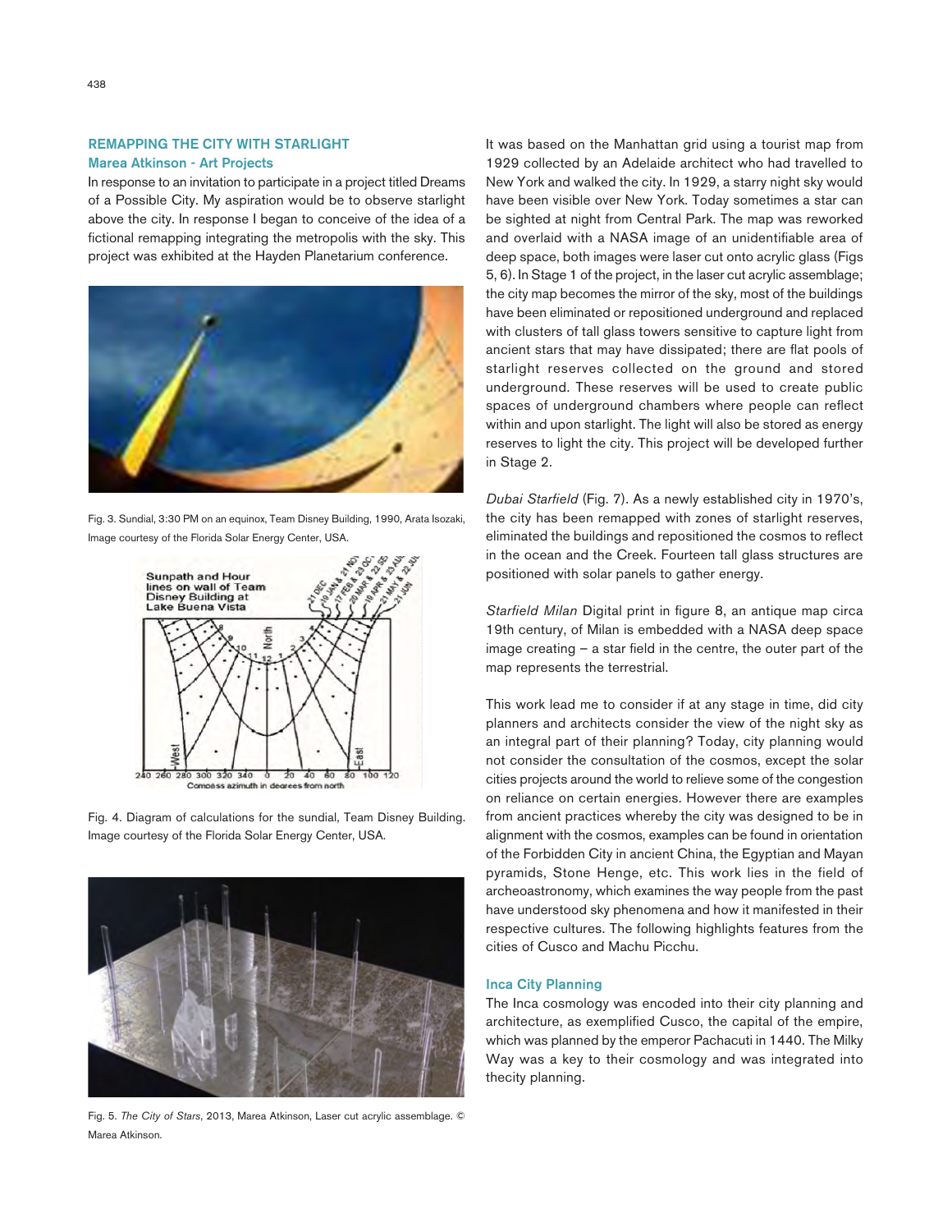## REMAPPING THE CITY WITH STARLIGHT

### Marea Atkinson - Art Projects

In response to an invitation to participate in a project titled Dreams of a Possible City. My aspiration would be to observe starlight above the city. In response I began to conceive of the idea of a fictional remapping integrating the metropolis with the sky. This project was exhibited at the Hayden Planetarium conference.

Fig. 3. Sundial, 3:30 PM on an equinox, Team Disney Building, 1990, Arata Isozaki, Image courtesy of the Florida Solar Energy Center, USA.

Fig. 4. Diagram of calculations for the sundial, Team Disney Building. Image courtesy of the Florida Solar Energy Center, USA.

Fig. 5. *The City of Stars*, 2013, Marea Atkinson, Laser cut acrylic assemblage. © Marea Atkinson.

It was based on the Manhattan grid using a tourist map from 1929 collected by an Adelaide architect who had travelled to New York and walked the city. In 1929, a starry night sky would have been visible over New York. Today sometimes a star can be sighted at night from Central Park. The map was reworked and overlaid with a NASA image of an unidentifiable area of deep space, both images were laser cut onto acrylic glass (Figs 5, 6). In Stage 1 of the project, in the laser cut acrylic assemblage; the city map becomes the mirror of the sky, most of the buildings have been eliminated or repositioned underground and replaced with clusters of tall glass towers sensitive to capture light from ancient stars that may have dissipated; there are flat pools of starlight reserves collected on the ground and stored underground. These reserves will be used to create public spaces of underground chambers where people can reflect within and upon starlight. The light will also be stored as energy reserves to light the city. This project will be developed further in Stage 2.

*Dubai Starfield* (Fig. 7). As a newly established city in 1970's, the city has been remapped with zones of starlight reserves, eliminated the buildings and repositioned the cosmos to reflect in the ocean and the Creek. Fourteen tall glass structures are positioned with solar panels to gather energy.

*Starfield Milan* Digital print in figure 8, an antique map circa 19th century, of Milan is embedded with a NASA deep space image creating – a star field in the centre, the outer part of the map represents the terrestrial.

This work lead me to consider if at any stage in time, did city planners and architects consider the view of the night sky as an integral part of their planning? Today, city planning would not consider the consultation of the cosmos, except the solar cities projects around the world to relieve some of the congestion on reliance on certain energies. However there are examples from ancient practices whereby the city was designed to be in alignment with the cosmos, examples can be found in orientation of the Forbidden City in ancient China, the Egyptian and Mayan pyramids, Stone Henge, etc. This work lies in the field of archeoastronomy, which examines the way people from the past have understood sky phenomena and how it manifested in their respective cultures. The following highlights features from the cities of Cusco and Machu Picchu.

### Inca City Planning

The Inca cosmology was encoded into their city planning and architecture, as exemplified Cusco, the capital of the empire, which was planned by the emperor Pachacuti in 1440. The Milky Way was a key to their cosmology and was integrated into thecity planning.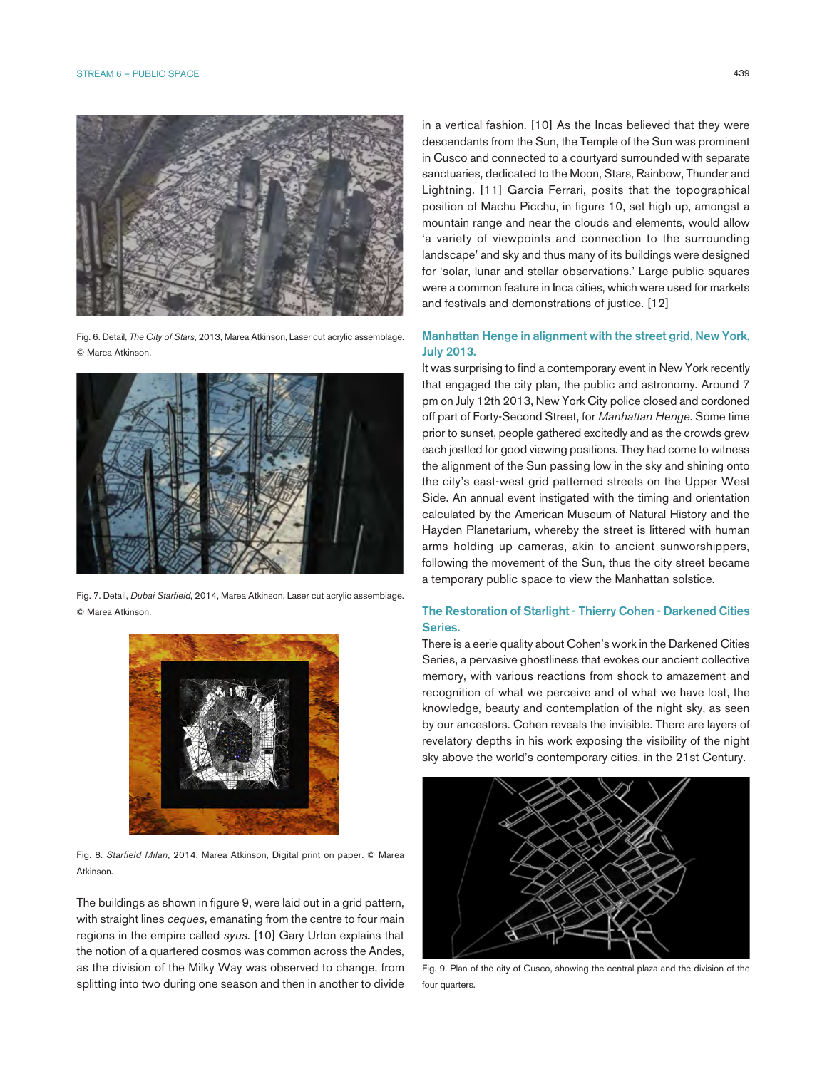Fig. 6. Detail, *The City of Stars*, 2013, Marea Atkinson, Laser cut acrylic assemblage. © Marea Atkinson.

Fig. 7. Detail, *Dubai Starfield*, 2014, Marea Atkinson, Laser cut acrylic assemblage. © Marea Atkinson.

Fig. 8. *Starfield Milan*, 2014, Marea Atkinson, Digital print on paper. © Marea Atkinson.

The buildings as shown in figure 9, were laid out in a grid pattern, with straight lines *ceques*, emanating from the centre to four main regions in the empire called *syus*. [10] Gary Urton explains that the notion of a quartered cosmos was common across the Andes, as the division of the Milky Way was observed to change, from splitting into two during one season and then in another to divide in a vertical fashion. [10] As the Incas believed that they were descendants from the Sun, the Temple of the Sun was prominent in Cusco and connected to a courtyard surrounded with separate sanctuaries, dedicated to the Moon, Stars, Rainbow, Thunder and Lightning. [11] Garcia Ferrari, posits that the topographical position of Machu Picchu, in figure 10, set high up, amongst a mountain range and near the clouds and elements, would allow 'a variety of viewpoints and connection to the surrounding landscape' and sky and thus many of its buildings were designed for 'solar, lunar and stellar observations.' Large public squares were a common feature in Inca cities, which were used for markets and festivals and demonstrations of justice. [12]

## Manhattan Henge in alignment with the street grid, New York, July 2013.

It was surprising to find a contemporary event in New York recently that engaged the city plan, the public and astronomy. Around 7 pm on July 12th 2013, New York City police closed and cordoned off part of Forty-Second Street, for *Manhattan Henge*. Some time prior to sunset, people gathered excitedly and as the crowds grew each jostled for good viewing positions. They had come to witness the alignment of the Sun passing low in the sky and shining onto the city's east-west grid patterned streets on the Upper West Side. An annual event instigated with the timing and orientation calculated by the American Museum of Natural History and the Hayden Planetarium, whereby the street is littered with human arms holding up cameras, akin to ancient sunworshippers, following the movement of the Sun, thus the city street became a temporary public space to view the Manhattan solstice.

## The Restoration of Starlight - Thierry Cohen - Darkened Cities Series.

There is a eerie quality about Cohen's work in the Darkened Cities Series, a pervasive ghostliness that evokes our ancient collective memory, with various reactions from shock to amazement and recognition of what we perceive and of what we have lost, the knowledge, beauty and contemplation of the night sky, as seen by our ancestors. Cohen reveals the invisible. There are layers of revelatory depths in his work exposing the visibility of the night sky above the world's contemporary cities, in the 21st Century.

Fig. 9. Plan of the city of Cusco, showing the central plaza and the division of the four quarters.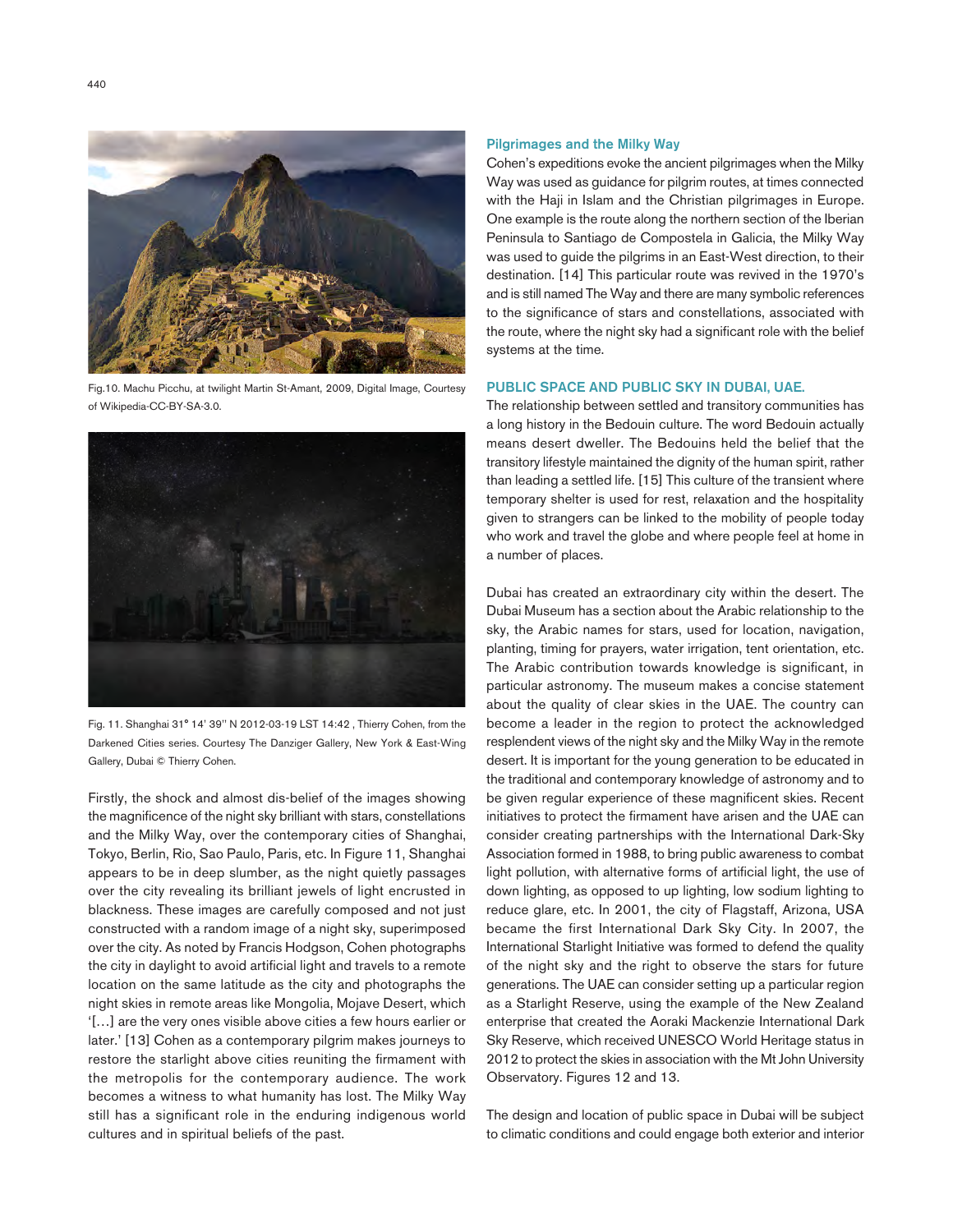Fig.10. Machu Picchu, at twilight Martin St-Amant, 2009, Digital Image, Courtesy of Wikipedia-CC-BY-SA-3.0.

Fig. 11. Shanghai 31° 14' 39'' N 2012-03-19 LST 14:42 , Thierry Cohen, from the Darkened Cities series. Courtesy The Danziger Gallery, New York & East-Wing Gallery, Dubai © Thierry Cohen.

Firstly, the shock and almost dis-belief of the images showing the magnificence of the night sky brilliant with stars, constellations and the Milky Way, over the contemporary cities of Shanghai, Tokyo, Berlin, Rio, Sao Paulo, Paris, etc. In Figure 11, Shanghai appears to be in deep slumber, as the night quietly passages over the city revealing its brilliant jewels of light encrusted in blackness. These images are carefully composed and not just constructed with a random image of a night sky, superimposed over the city. As noted by Francis Hodgson, Cohen photographs the city in daylight to avoid artificial light and travels to a remote location on the same latitude as the city and photographs the night skies in remote areas like Mongolia, Mojave Desert, which '[…] are the very ones visible above cities a few hours earlier or later.' [13] Cohen as a contemporary pilgrim makes journeys to restore the starlight above cities reuniting the firmament with the metropolis for the contemporary audience. The work becomes a witness to what humanity has lost. The Milky Way still has a significant role in the enduring indigenous world cultures and in spiritual beliefs of the past.

### Pilgrimages and the Milky Way

Cohen's expeditions evoke the ancient pilgrimages when the Milky Way was used as guidance for pilgrim routes, at times connected with the Haji in Islam and the Christian pilgrimages in Europe. One example is the route along the northern section of the Iberian Peninsula to Santiago de Compostela in Galicia, the Milky Way was used to guide the pilgrims in an East-West direction, to their destination. [14] This particular route was revived in the 1970's and is still named The Way and there are many symbolic references to the significance of stars and constellations, associated with the route, where the night sky had a significant role with the belief systems at the time.

## PUBLIC SPACE AND PUBLIC SKY IN DUBAI, UAE.

The relationship between settled and transitory communities has a long history in the Bedouin culture. The word Bedouin actually means desert dweller. The Bedouins held the belief that the transitory lifestyle maintained the dignity of the human spirit, rather than leading a settled life. [15] This culture of the transient where temporary shelter is used for rest, relaxation and the hospitality given to strangers can be linked to the mobility of people today who work and travel the globe and where people feel at home in a number of places.

Dubai has created an extraordinary city within the desert. The Dubai Museum has a section about the Arabic relationship to the sky, the Arabic names for stars, used for location, navigation, planting, timing for prayers, water irrigation, tent orientation, etc. The Arabic contribution towards knowledge is significant, in particular astronomy. The museum makes a concise statement about the quality of clear skies in the UAE. The country can become a leader in the region to protect the acknowledged resplendent views of the night sky and the Milky Way in the remote desert. It is important for the young generation to be educated in the traditional and contemporary knowledge of astronomy and to be given regular experience of these magnificent skies. Recent initiatives to protect the firmament have arisen and the UAE can consider creating partnerships with the International Dark-Sky Association formed in 1988, to bring public awareness to combat light pollution, with alternative forms of artificial light, the use of down lighting, as opposed to up lighting, low sodium lighting to reduce glare, etc. In 2001, the city of Flagstaff, Arizona, USA became the first International Dark Sky City. In 2007, the International Starlight Initiative was formed to defend the quality of the night sky and the right to observe the stars for future generations. The UAE can consider setting up a particular region as a Starlight Reserve, using the example of the New Zealand enterprise that created the Aoraki Mackenzie International Dark Sky Reserve, which received UNESCO World Heritage status in 2012 to protect the skies in association with the Mt John University Observatory. Figures 12 and 13.

The design and location of public space in Dubai will be subject to climatic conditions and could engage both exterior and interior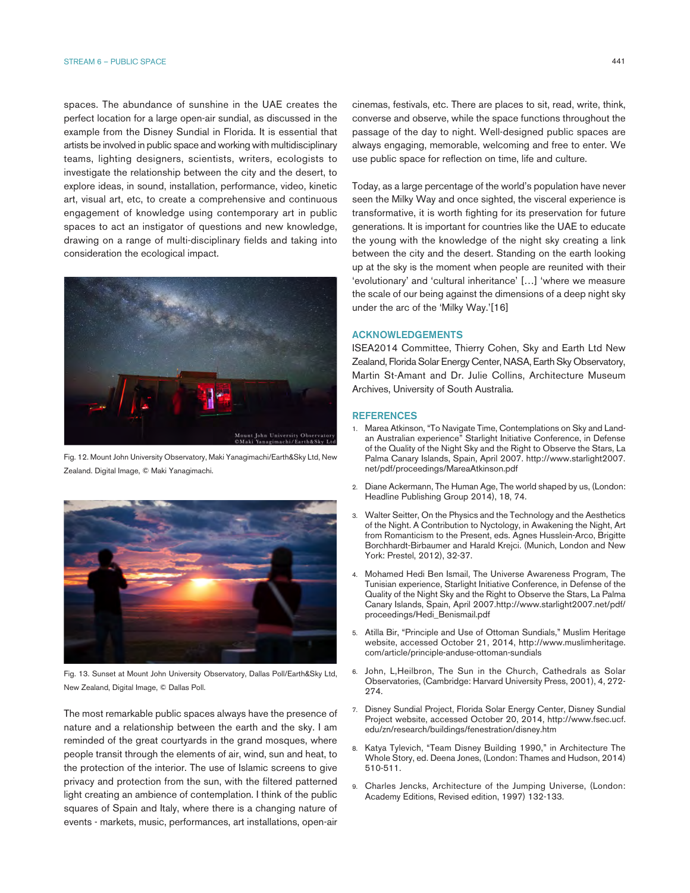spaces. The abundance of sunshine in the UAE creates the perfect location for a large open-air sundial, as discussed in the example from the Disney Sundial in Florida. It is essential that artists be involved in public space and working with multidisciplinary teams, lighting designers, scientists, writers, ecologists to investigate the relationship between the city and the desert, to explore ideas, in sound, installation, performance, video, kinetic art, visual art, etc, to create a comprehensive and continuous engagement of knowledge using contemporary art in public spaces to act an instigator of questions and new knowledge, drawing on a range of multi-disciplinary fields and taking into consideration the ecological impact.

Fig. 12. Mount John University Observatory, Maki Yanagimachi/Earth&Sky Ltd, New Zealand. Digital Image, © Maki Yanagimachi.

Fig. 13. Sunset at Mount John University Observatory, Dallas Poll/Earth&Sky Ltd, New Zealand, Digital Image, © Dallas Poll.

The most remarkable public spaces always have the presence of nature and a relationship between the earth and the sky. I am reminded of the great courtyards in the grand mosques, where people transit through the elements of air, wind, sun and heat, to the protection of the interior. The use of Islamic screens to give privacy and protection from the sun, with the filtered patterned light creating an ambience of contemplation. I think of the public squares of Spain and Italy, where there is a changing nature of events - markets, music, performances, art installations, open-air cinemas, festivals, etc. There are places to sit, read, write, think, converse and observe, while the space functions throughout the passage of the day to night. Well-designed public spaces are always engaging, memorable, welcoming and free to enter. We use public space for reflection on time, life and culture.

Today, as a large percentage of the world's population have never seen the Milky Way and once sighted, the visceral experience is transformative, it is worth fighting for its preservation for future generations. It is important for countries like the UAE to educate the young with the knowledge of the night sky creating a link between the city and the desert. Standing on the earth looking up at the sky is the moment when people are reunited with their 'evolutionary' and 'cultural inheritance' […] 'where we measure the scale of our being against the dimensions of a deep night sky under the arc of the 'Milky Way.'[16]

## ACKNOWLEDGEMENTS

ISEA2014 Committee, Thierry Cohen, Sky and Earth Ltd New Zealand, Florida Solar Energy Center, NASA, Earth Sky Observatory, Martin St-Amant and Dr. Julie Collins, Architecture Museum Archives, University of South Australia.

## REFERENCES

1. Marea Atkinson, "To Navigate Time, Contemplations on Sky and Land-an Australian experience" Starlight Initiative Conference, in Defense of the Quality of the Night Sky and the Right to Observe the Stars, La Palma Canary Islands, Spain, April 2007. http://www.starlight2007.net/pdf/proceedings/MareaAtkinson.pdf
2. Diane Ackermann, The Human Age, The world shaped by us, (London: Headline Publishing Group 2014), 18, 74.
3. Walter Seitter, On the Physics and the Technology and the Aesthetics of the Night. A Contribution to Nyctology, in Awakening the Night, Art from Romanticism to the Present, eds. Agnes Husslein-Arco, Brigitte Borchhardt-Birbaumer and Harald Krejci. (Munich, London and New York: Prestel, 2012), 32-37.
4. Mohamed Hedi Ben Ismail, The Universe Awareness Program, The Tunisian experience, Starlight Initiative Conference, in Defense of the Quality of the Night Sky and the Right to Observe the Stars, La Palma Canary Islands, Spain, April 2007.http://www.starlight2007.net/pdf/proceedings/Hedi_Benismail.pdf
5. Atilla Bir, "Principle and Use of Ottoman Sundials," Muslim Heritage website, accessed October 21, 2014, http://www.muslimheritage.com/article/principle-anduse-ottoman-sundials
6. John, L,Heilbron, The Sun in the Church, Cathedrals as Solar Observatories, (Cambridge: Harvard University Press, 2001), 4, 272-274.
7. Disney Sundial Project, Florida Solar Energy Center, Disney Sundial Project website, accessed October 20, 2014, http://www.fsec.ucf.edu/zn/research/buildings/fenestration/disney.htm
8. Katya Tylevich, "Team Disney Building 1990," in Architecture The Whole Story, ed. Deena Jones, (London: Thames and Hudson, 2014) 510-511.
9. Charles Jencks, Architecture of the Jumping Universe, (London: Academy Editions, Revised edition, 1997) 132-133.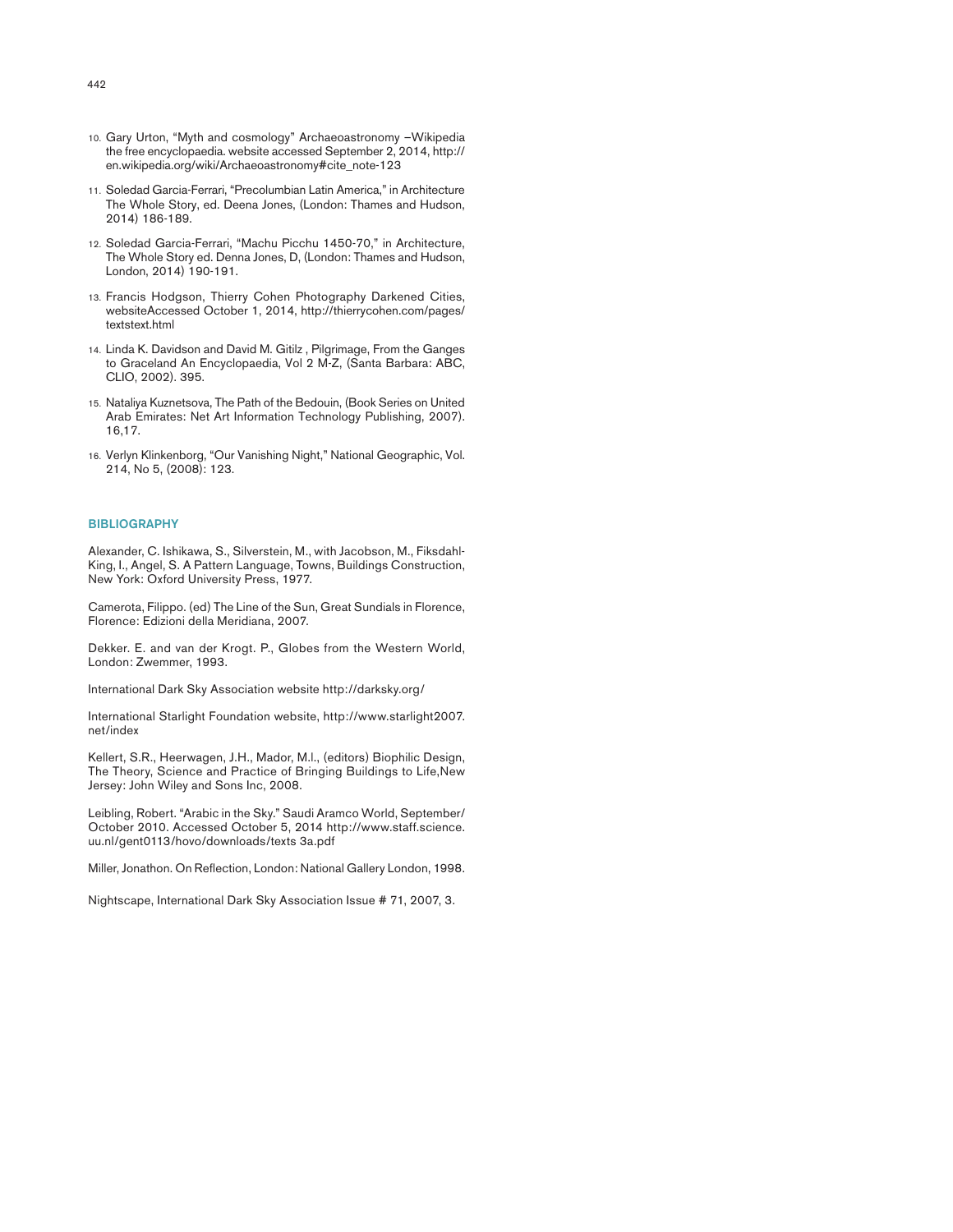10. Gary Urton, "Myth and cosmology" Archaeoastronomy –Wikipedia the free encyclopaedia. website accessed September 2, 2014, http://en.wikipedia.org/wiki/Archaeoastronomy#cite_note-123

11. Soledad Garcia-Ferrari, "Precolumbian Latin America," in Architecture The Whole Story, ed. Deena Jones, (London: Thames and Hudson, 2014) 186-189.

12. Soledad Garcia-Ferrari, "Machu Picchu 1450-70," in Architecture, The Whole Story ed. Denna Jones, D, (London: Thames and Hudson, London, 2014) 190-191.

13. Francis Hodgson, Thierry Cohen Photography Darkened Cities, websiteAccessed October 1, 2014, http://thierrycohen.com/pages/textstext.html

14. Linda K. Davidson and David M. Gitilz , Pilgrimage, From the Ganges to Graceland An Encyclopaedia, Vol 2 M-Z, (Santa Barbara: ABC, CLIO, 2002). 395.

15. Nataliya Kuznetsova, The Path of the Bedouin, (Book Series on United Arab Emirates: Net Art Information Technology Publishing, 2007). 16,17.

16. Verlyn Klinkenborg, "Our Vanishing Night," National Geographic, Vol. 214, No 5, (2008): 123.

## BIBLIOGRAPHY

Alexander, C. Ishikawa, S., Silverstein, M., with Jacobson, M., Fiksdahl-King, I., Angel, S. A Pattern Language, Towns, Buildings Construction, New York: Oxford University Press, 1977.

Camerota, Filippo. (ed) The Line of the Sun, Great Sundials in Florence, Florence: Edizioni della Meridiana, 2007.

Dekker. E. and van der Krogt. P., Globes from the Western World, London: Zwemmer, 1993.

International Dark Sky Association website http://darksky.org/

International Starlight Foundation website, http://www.starlight2007.net/index

Kellert, S.R., Heerwagen, J.H., Mador, M.l., (editors) Biophilic Design, The Theory, Science and Practice of Bringing Buildings to Life,New Jersey: John Wiley and Sons Inc, 2008.

Leibling, Robert. "Arabic in the Sky." Saudi Aramco World, September/October 2010. Accessed October 5, 2014 http://www.staff.science.uu.nl/gent0113/hovo/downloads/texts 3a.pdf

Miller, Jonathon. On Reflection, London: National Gallery London, 1998.

Nightscape, International Dark Sky Association Issue # 71, 2007, 3.